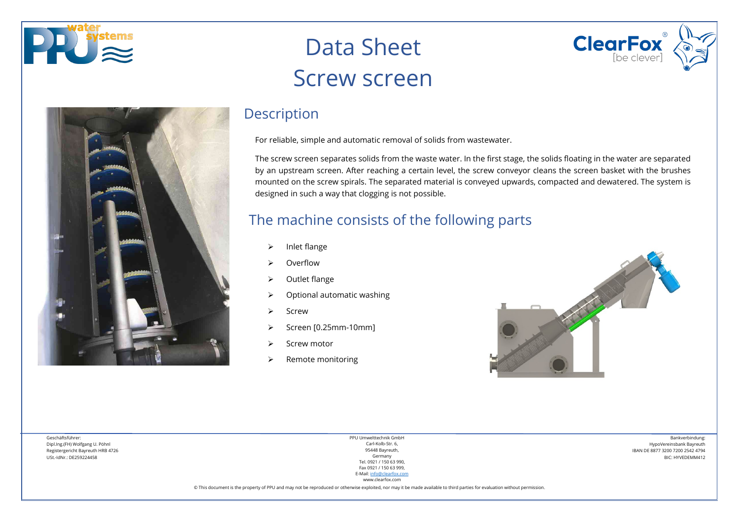# Data Sheet
# Screw screen

## Description

For reliable, simple and automatic removal of solids from wastewater.

The screw screen separates solids from the waste water. In the first stage, the solids floating in the water are separated by an upstream screen. After reaching a certain level, the screw conveyor cleans the screen basket with the brushes mounted on the screw spirals. The separated material is conveyed upwards, compacted and dewatered. The system is designed in such a way that clogging is not possible.

## The machine consists of the following parts

- Inlet flange
- Overflow
- Outlet flange
- Optional automatic washing
- Screw
- Screen [0.25mm-10mm]
- Screw motor
- Remote monitoring

Geschäftsführer:
Dipl.Ing.(FH) Wolfgang U. Pöhnl
Registergericht Bayreuth HRB 4726
USt.-IdNr.: DE259224458

PPU Umwelttechnik GmbH
Carl-Kolb-Str. 6,
95448 Bayreuth,
Germany
Tel. 0921 / 150 63 990,
Fax 0921 / 150 63 999,
E-Mail: info@clearfox.com
www.clearfox.com

Bankverbindung:
HypoVereinsbank Bayreuth
IBAN DE 8877 3200 7200 2542 4794
BIC: HYVEDEMM412

© This document is the property of PPU and may not be reproduced or otherwise exploited, nor may it be made available to third parties for evaluation without permission.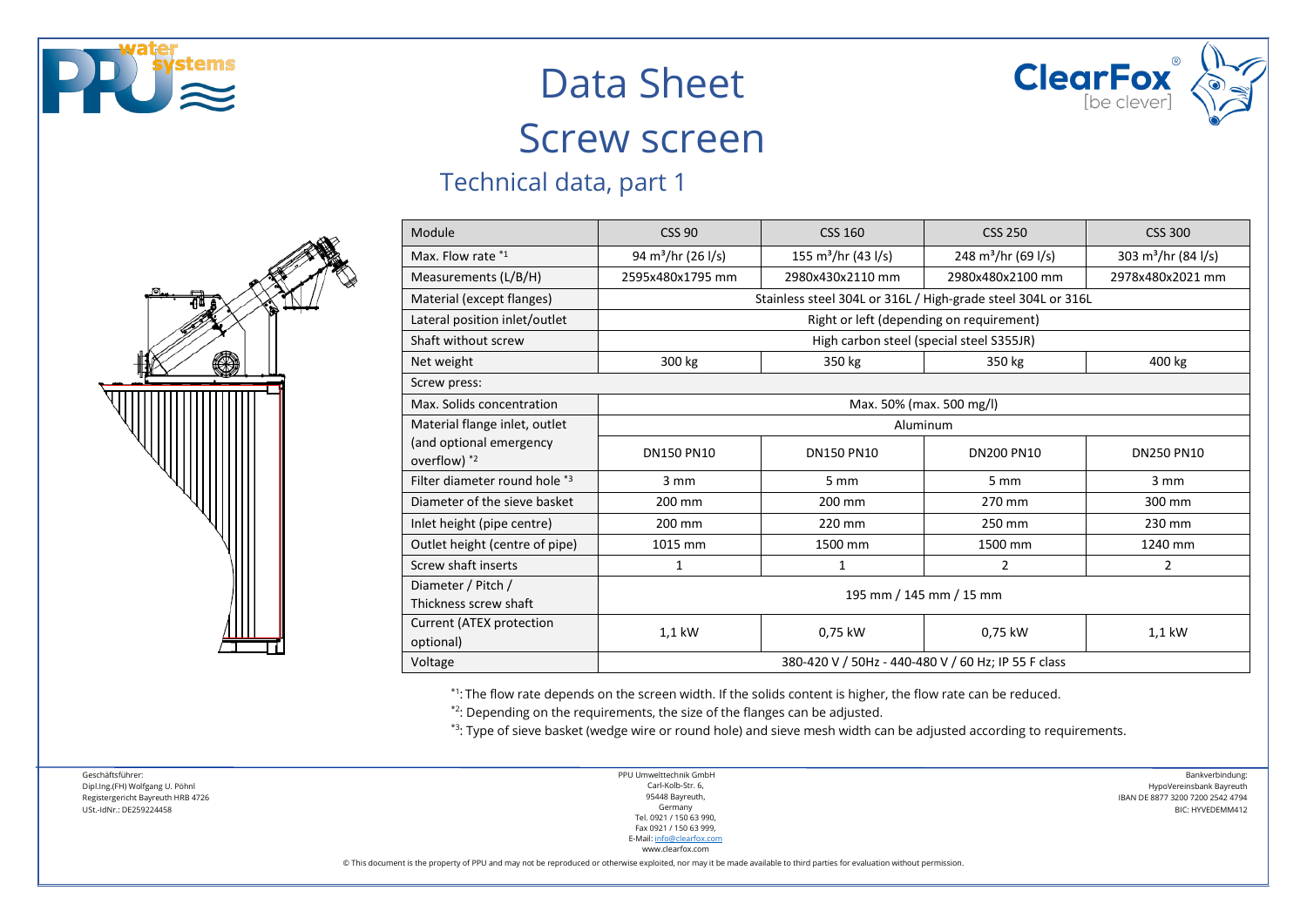# Data Sheet

# Screw screen

## Technical data, part 1

| Module | CSS 90 | CSS 160 | CSS 250 | CSS 300 |
|---|---|---|---|---|
| Max. Flow rate *1 | 94 m³/hr (26 l/s) | 155 m³/hr (43 l/s) | 248 m³/hr (69 l/s) | 303 m³/hr (84 l/s) |
| Measurements (L/B/H) | 2595x480x1795 mm | 2980x430x2110 mm | 2980x480x2100 mm | 2978x480x2021 mm |
| Material (except flanges) | Stainless steel 304L or 316L / High-grade steel 304L or 316L | | | |
| Lateral position inlet/outlet | Right or left (depending on requirement) | | | |
| Shaft without screw | High carbon steel (special steel S355JR) | | | |
| Net weight | 300 kg | 350 kg | 350 kg | 400 kg |
| Screw press: | | | | |
| Max. Solids concentration | Max. 50% (max. 500 mg/l) | | | |
| Material flange inlet, outlet | Aluminum | | | |
| (and optional emergency overflow) *2 | DN150 PN10 | DN150 PN10 | DN200 PN10 | DN250 PN10 |
| Filter diameter round hole *3 | 3 mm | 5 mm | 5 mm | 3 mm |
| Diameter of the sieve basket | 200 mm | 200 mm | 270 mm | 300 mm |
| Inlet height (pipe centre) | 200 mm | 220 mm | 250 mm | 230 mm |
| Outlet height (centre of pipe) | 1015 mm | 1500 mm | 1500 mm | 1240 mm |
| Screw shaft inserts | 1 | 1 | 2 | 2 |
| Diameter / Pitch / Thickness screw shaft | 195 mm / 145 mm / 15 mm | | | |
| Current (ATEX protection optional) | 1,1 kW | 0,75 kW | 0,75 kW | 1,1 kW |
| Voltage | 380-420 V / 50Hz - 440-480 V / 60 Hz; IP 55 F class | | | |

*1: The flow rate depends on the screen width. If the solids content is higher, the flow rate can be reduced.

*2: Depending on the requirements, the size of the flanges can be adjusted.

*3: Type of sieve basket (wedge wire or round hole) and sieve mesh width can be adjusted according to requirements.

Geschäftsführer:
Dipl.Ing.(FH) Wolfgang U. Pöhnl
Registergericht Bayreuth HRB 4726
USt.-IdNr.: DE259224458

PPU Umwelttechnik GmbH
Carl-Kolb-Str. 6,
95448 Bayreuth,
Germany
Tel. 0921 / 150 63 990,
Fax 0921 / 150 63 999,
E-Mail: info@clearfox.com
www.clearfox.com

Bankverbindung:
HypoVereinsbank Bayreuth
IBAN DE 8877 3200 7200 2542 4794
BIC: HYVEDEMM412

© This document is the property of PPU and may not be reproduced or otherwise exploited, nor may it be made available to third parties for evaluation without permission.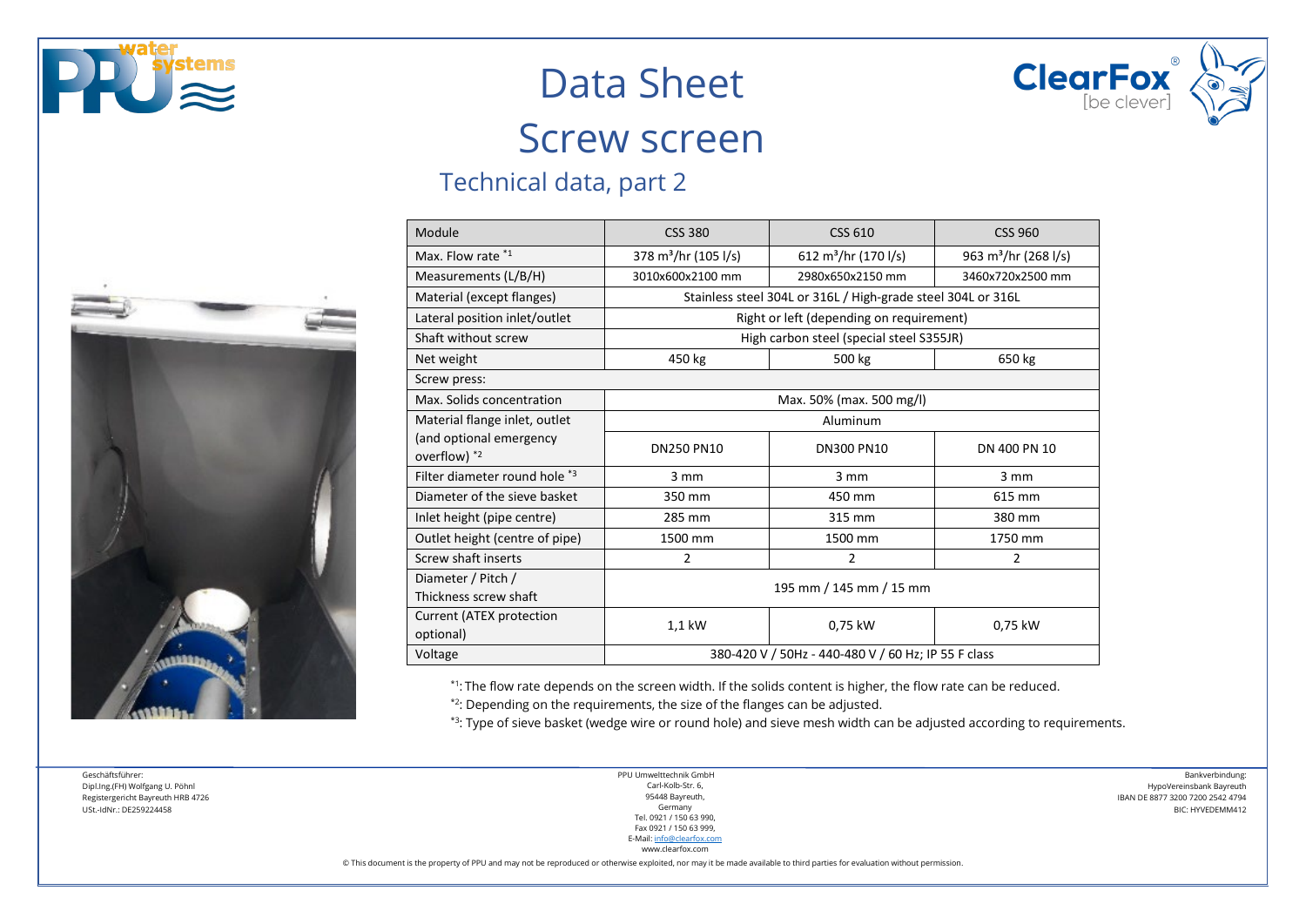# Data Sheet

# Screw screen

## Technical data, part 2

| Module | CSS 380 | CSS 610 | CSS 960 |
|---|---|---|---|
| Max. Flow rate [*1] | 378 $m^3$/hr (105 l/s) | 612 $m^3$/hr (170 l/s) | 963 $m^3$/hr (268 l/s) |
| Measurements (L/B/H) | 3010x600x2100 mm | 2980x650x2150 mm | 3460x720x2500 mm |
| Material (except flanges) | Stainless steel 304L or 316L / High-grade steel 304L or 316L | | |
| Lateral position inlet/outlet | Right or left (depending on requirement) | | |
| Shaft without screw | High carbon steel (special steel S355JR) | | |
| Net weight | 450 kg | 500 kg | 650 kg |
| Screw press: | | | |
| Max. Solids concentration | Max. 50% (max. 500 mg/l) | | |
| Material flange inlet, outlet | Aluminum | | |
| (and optional emergency overflow) [*2] | DN250 PN10 | DN300 PN10 | DN 400 PN 10 |
| Filter diameter round hole [*3] | 3 mm | 3 mm | 3 mm |
| Diameter of the sieve basket | 350 mm | 450 mm | 615 mm |
| Inlet height (pipe centre) | 285 mm | 315 mm | 380 mm |
| Outlet height (centre of pipe) | 1500 mm | 1500 mm | 1750 mm |
| Screw shaft inserts | 2 | 2 | 2 |
| Diameter / Pitch / Thickness screw shaft | 195 mm / 145 mm / 15 mm | | |
| Current (ATEX protection optional) | 1,1 kW | 0,75 kW | 0,75 kW |
| Voltage | 380-420 V / 50Hz - 440-480 V / 60 Hz; IP 55 F class | | |

[*1]: The flow rate depends on the screen width. If the solids content is higher, the flow rate can be reduced.

[*2]: Depending on the requirements, the size of the flanges can be adjusted.

[*3]: Type of sieve basket (wedge wire or round hole) and sieve mesh width can be adjusted according to requirements.

Geschäftsführer:
Dipl.Ing.(FH) Wolfgang U. Pöhnl
Registergericht Bayreuth HRB 4726
USt.-IdNr.: DE259224458

PPU Umwelttechnik GmbH
Carl-Kolb-Str. 6,
95448 Bayreuth,
Germany
Tel. 0921 / 150 63 990,
Fax 0921 / 150 63 999,
E-Mail: info@clearfox.com
www.clearfox.com

Bankverbindung:
HypoVereinsbank Bayreuth
IBAN DE 8877 3200 7200 2542 4794
BIC: HYVEDEMM412

© This document is the property of PPU and may not be reproduced or otherwise exploited, nor may it be made available to third parties for evaluation without permission.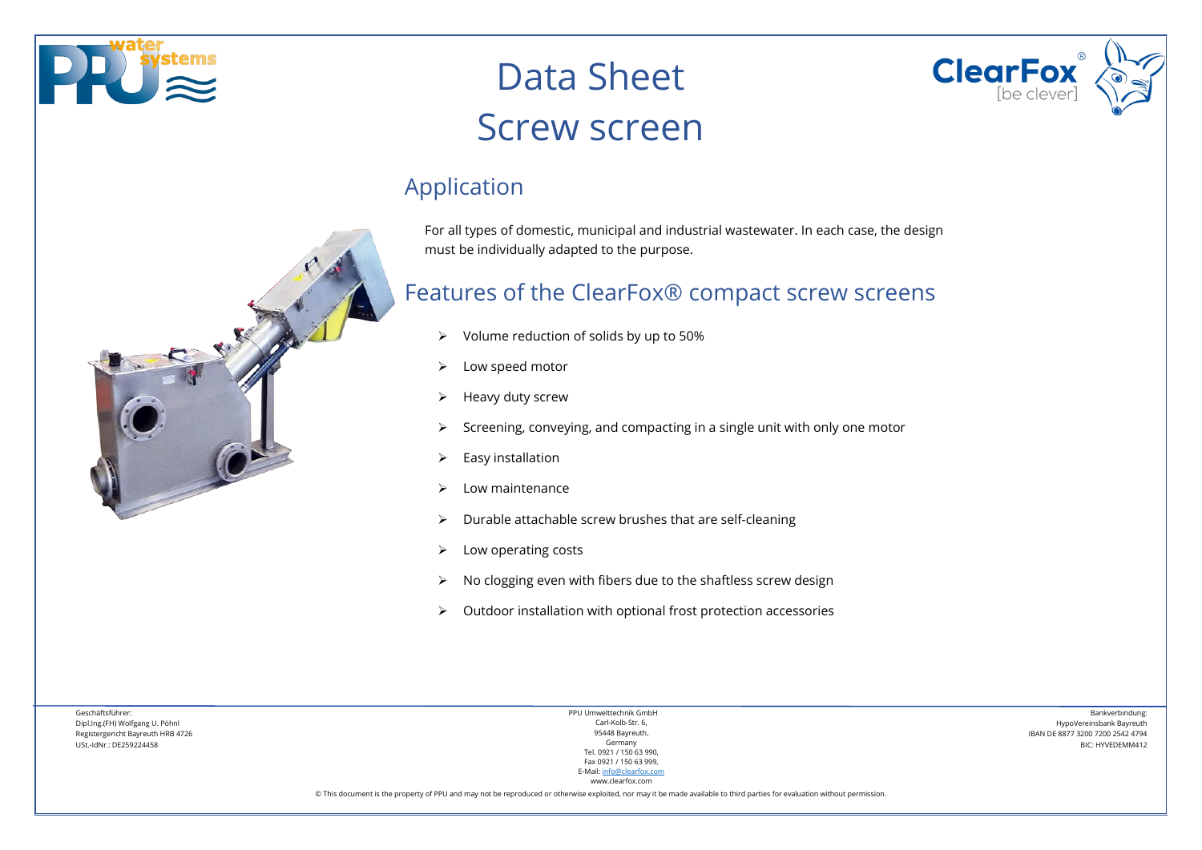# Data Sheet

# Screw screen

## Application

For all types of domestic, municipal and industrial wastewater. In each case, the design must be individually adapted to the purpose.

## Features of the ClearFox® compact screw screens

- Volume reduction of solids by up to 50%
- Low speed motor
- Heavy duty screw
- Screening, conveying, and compacting in a single unit with only one motor
- Easy installation
- Low maintenance
- Durable attachable screw brushes that are self-cleaning
- Low operating costs
- No clogging even with fibers due to the shaftless screw design
- Outdoor installation with optional frost protection accessories

Geschäftsführer:
Dipl.Ing.(FH) Wolfgang U. Pöhnl
Registergericht Bayreuth HRB 4726
USt.-IdNr.: DE259224458

PPU Umwelttechnik GmbH
Carl-Kolb-Str. 6,
95448 Bayreuth,
Germany
Tel. 0921 / 150 63 990,
Fax 0921 / 150 63 999,
E-Mail: info@clearfox.com
www.clearfox.com

Bankverbindung:
HypoVereinsbank Bayreuth
IBAN DE 8877 3200 7200 2542 4794
BIC: HYVEDEMM412

© This document is the property of PPU and may not be reproduced or otherwise exploited, nor may it be made available to third parties for evaluation without permission.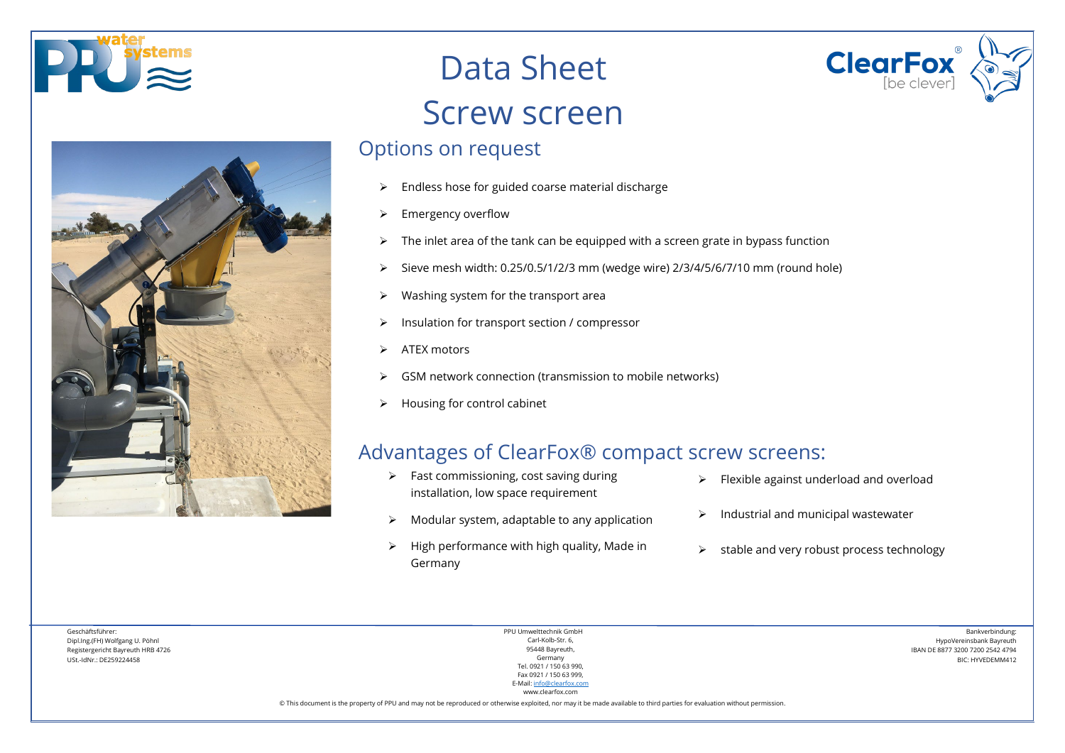# Data Sheet

# Screw screen

## Options on request

- Endless hose for guided coarse material discharge
- Emergency overflow
- The inlet area of the tank can be equipped with a screen grate in bypass function
- Sieve mesh width: 0.25/0.5/1/2/3 mm (wedge wire) 2/3/4/5/6/7/10 mm (round hole)
- Washing system for the transport area
- Insulation for transport section / compressor
- ATEX motors
- GSM network connection (transmission to mobile networks)
- Housing for control cabinet

## Advantages of ClearFox® compact screw screens:

- Fast commissioning, cost saving during installation, low space requirement
- Modular system, adaptable to any application
- High performance with high quality, Made in Germany
- Flexible against underload and overload
- Industrial and municipal wastewater
- stable and very robust process technology

Geschäftsführer:
Dipl.Ing.(FH) Wolfgang U. Pöhnl
Registergericht Bayreuth HRB 4726
USt.-IdNr.: DE259224458

PPU Umwelttechnik GmbH
Carl-Kolb-Str. 6,
95448 Bayreuth,
Germany
Tel. 0921 / 150 63 990,
Fax 0921 / 150 63 999,
E-Mail: info@clearfox.com
www.clearfox.com

Bankverbindung:
HypoVereinsbank Bayreuth
IBAN DE 8877 3200 7200 2542 4794
BIC: HYVEDEMM412

© This document is the property of PPU and may not be reproduced or otherwise exploited, nor may it be made available to third parties for evaluation without permission.